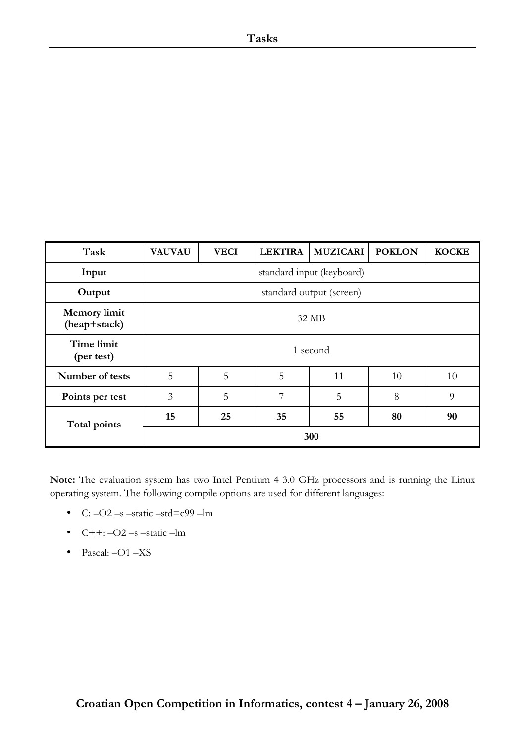# Tasks

| Task | VAUVAU | VECI | LEKTIRA | MUZICARI | POKLON | KOCKE |
|---|---|---|---|---|---|---|
| **Input** | standard input (keyboard) | | | | | |
| **Output** | standard output (screen) | | | | | |
| **Memory limit (heap+stack)** | 32 MB | | | | | |
| **Time limit (per test)** | 1 second | | | | | |
| **Number of tests** | 5 | 5 | 5 | 11 | 10 | 10 |
| **Points per test** | 3 | 5 | 7 | 5 | 8 | 9 |
| **Total points** | **15** | **25** | **35** | **55** | **80** | **90** |
| | **300** | | | | | |

**Note:** The evaluation system has two Intel Pentium 4 3.0 GHz processors and is running the Linux operating system. The following compile options are used for different languages:

- C: –O2 –s –static –std=c99 –lm
- C++: –O2 –s –static –lm
- Pascal: –O1 –XS

**Croatian Open Competition in Informatics, contest 4 – January 26, 2008**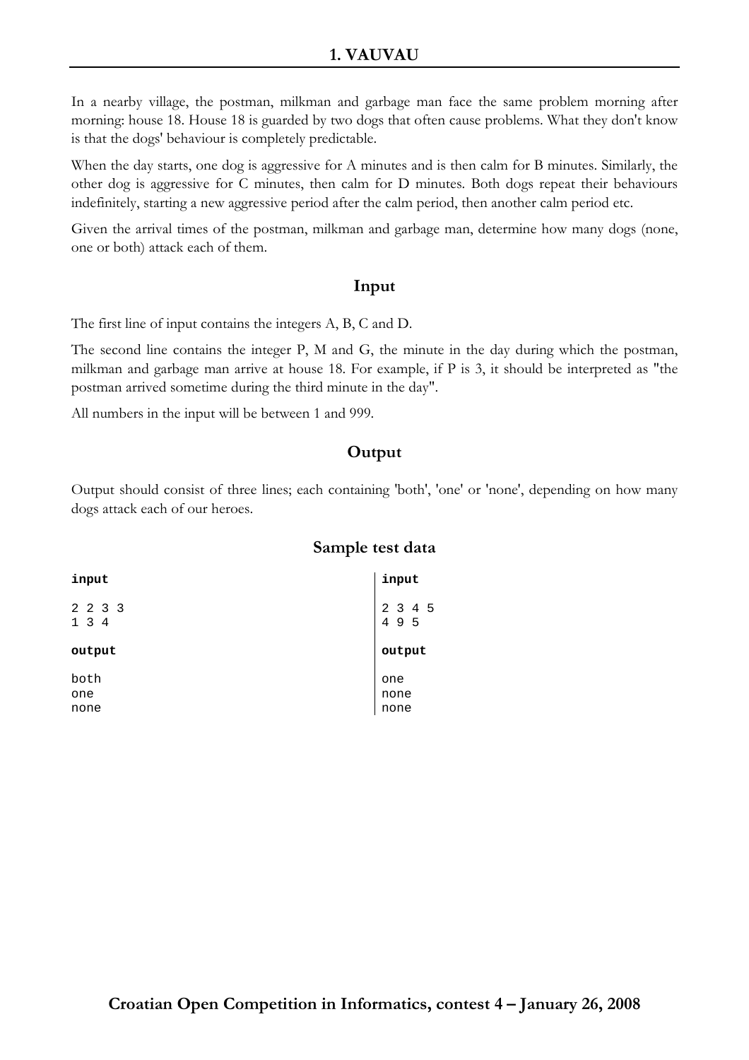# 1. VAUVAU

In a nearby village, the postman, milkman and garbage man face the same problem morning after morning: house 18. House 18 is guarded by two dogs that often cause problems. What they don't know is that the dogs' behaviour is completely predictable.

When the day starts, one dog is aggressive for A minutes and is then calm for B minutes. Similarly, the other dog is aggressive for C minutes, then calm for D minutes. Both dogs repeat their behaviours indefinitely, starting a new aggressive period after the calm period, then another calm period etc.

Given the arrival times of the postman, milkman and garbage man, determine how many dogs (none, one or both) attack each of them.

## Input

The first line of input contains the integers A, B, C and D.

The second line contains the integer P, M and G, the minute in the day during which the postman, milkman and garbage man arrive at house 18. For example, if P is 3, it should be interpreted as "the postman arrived sometime during the third minute in the day".

All numbers in the input will be between 1 and 999.

## Output

Output should consist of three lines; each containing 'both', 'one' or 'none', depending on how many dogs attack each of our heroes.

## Sample test data

**input**

```
2 2 3 3
1 3 4
```

**output**

```
both
one
none
```

**input**

```
2 3 4 5
4 9 5
```

**output**

```
one
none
none
```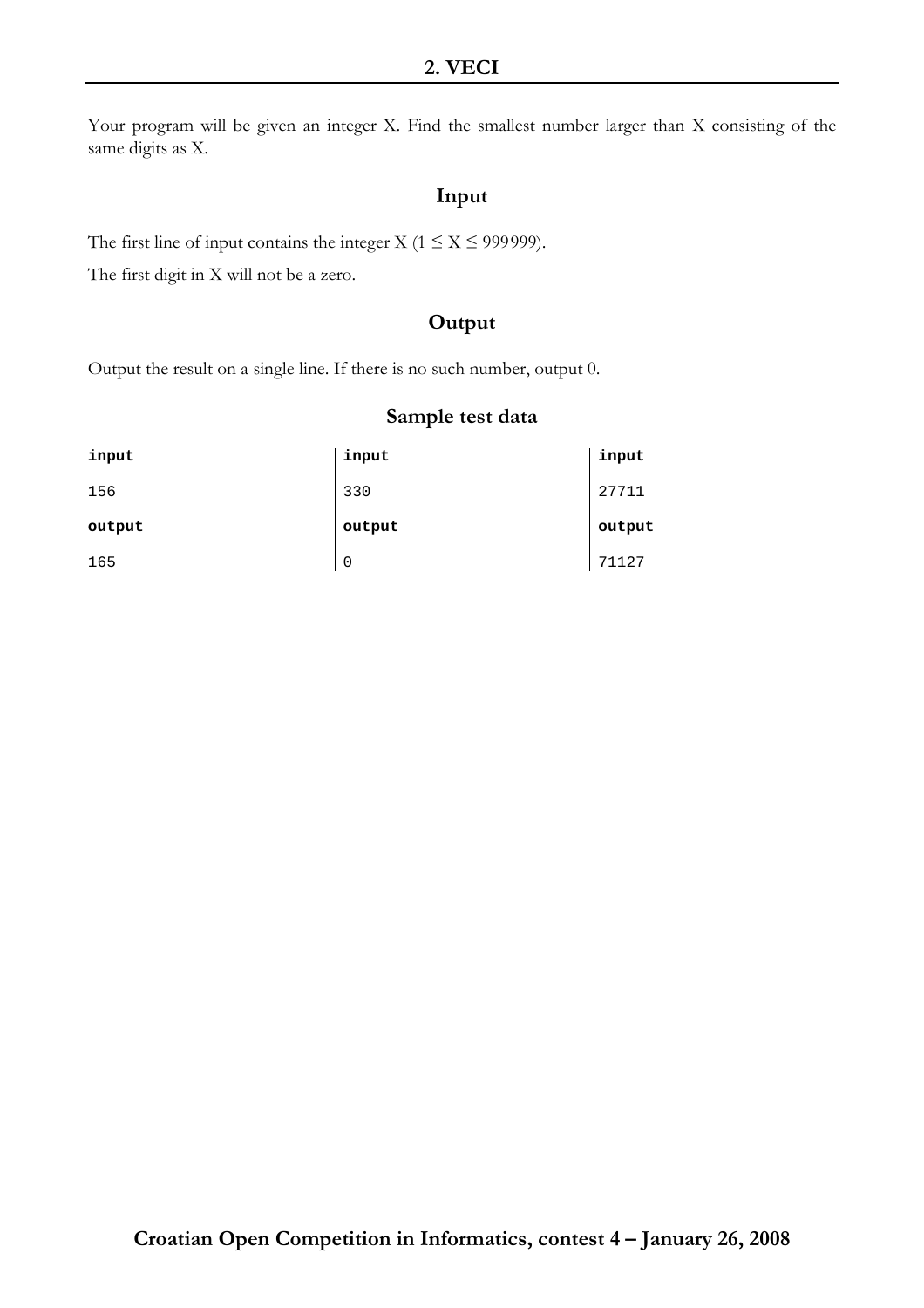## 2. VECI

Your program will be given an integer X. Find the smallest number larger than X consisting of the same digits as X.

### Input

The first line of input contains the integer X ($1 \leq X \leq 999999$).

The first digit in X will not be a zero.

### Output

Output the result on a single line. If there is no such number, output 0.

### Sample test data

| input | input | input |
|---|---|---|
| 156 | 330 | 27711 |
| **output** | **output** | **output** |
| 165 | 0 | 71127 |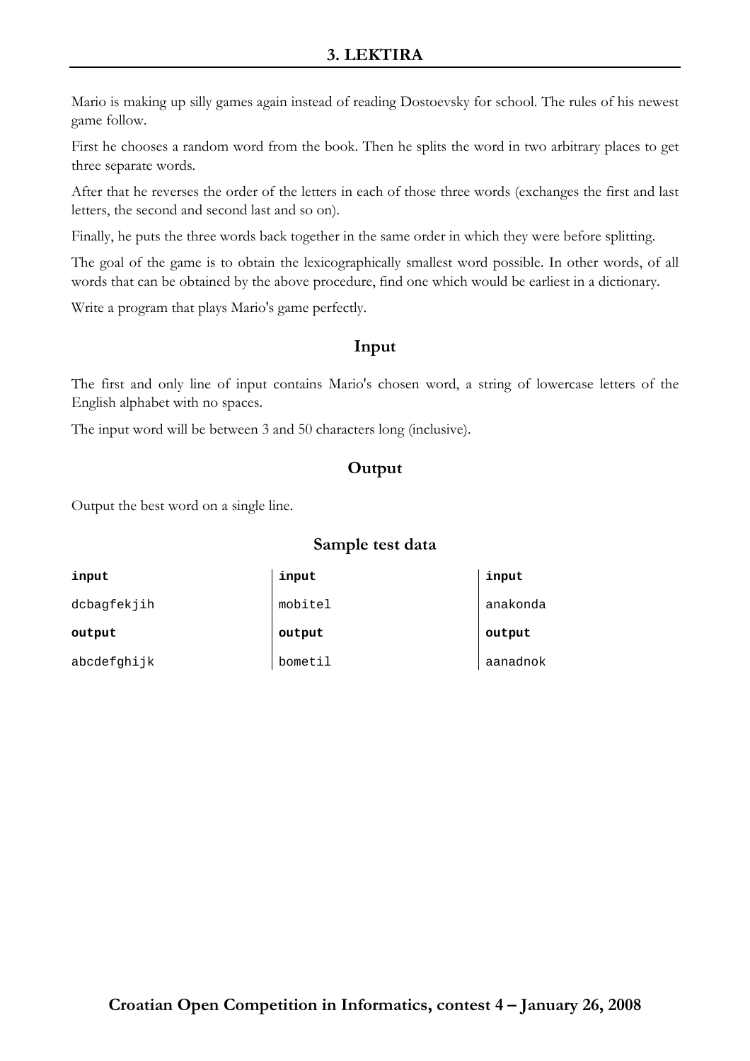# 3. LEKTIRA

Mario is making up silly games again instead of reading Dostoevsky for school. The rules of his newest game follow.

First he chooses a random word from the book. Then he splits the word in two arbitrary places to get three separate words.

After that he reverses the order of the letters in each of those three words (exchanges the first and last letters, the second and second last and so on).

Finally, he puts the three words back together in the same order in which they were before splitting.

The goal of the game is to obtain the lexicographically smallest word possible. In other words, of all words that can be obtained by the above procedure, find one which would be earliest in a dictionary.

Write a program that plays Mario's game perfectly.

## Input

The first and only line of input contains Mario's chosen word, a string of lowercase letters of the English alphabet with no spaces.

The input word will be between 3 and 50 characters long (inclusive).

## Output

Output the best word on a single line.

## Sample test data

| input | input | input |
|---|---|---|
| dcbagfekjih | mobitel | anakonda |
| **output** | **output** | **output** |
| abcdefghijk | bometil | aanadnok |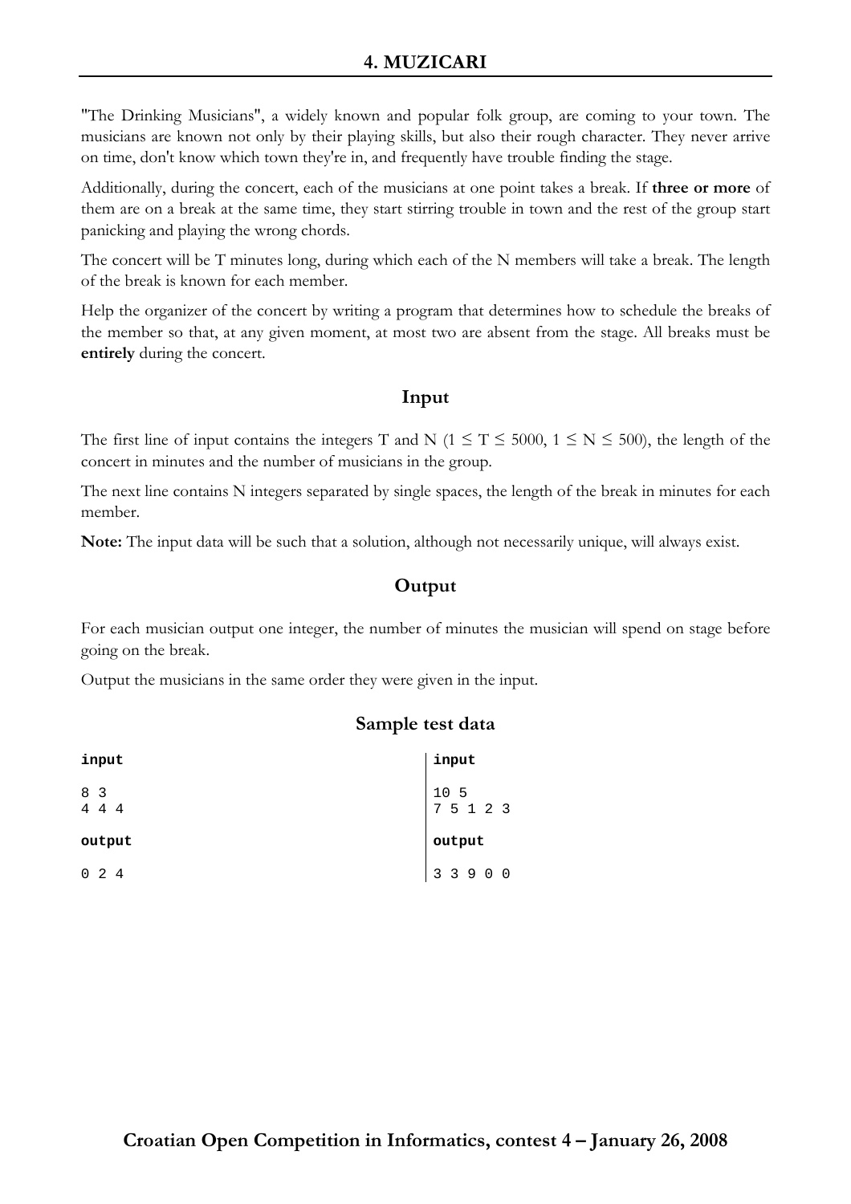# 4. MUZICARI

"The Drinking Musicians", a widely known and popular folk group, are coming to your town. The musicians are known not only by their playing skills, but also their rough character. They never arrive on time, don't know which town they're in, and frequently have trouble finding the stage.

Additionally, during the concert, each of the musicians at one point takes a break. If **three or more** of them are on a break at the same time, they start stirring trouble in town and the rest of the group start panicking and playing the wrong chords.

The concert will be T minutes long, during which each of the N members will take a break. The length of the break is known for each member.

Help the organizer of the concert by writing a program that determines how to schedule the breaks of the member so that, at any given moment, at most two are absent from the stage. All breaks must be **entirely** during the concert.

## Input

The first line of input contains the integers T and N ($1 \leq T \leq 5000$, $1 \leq N \leq 500$), the length of the concert in minutes and the number of musicians in the group.

The next line contains N integers separated by single spaces, the length of the break in minutes for each member.

**Note:** The input data will be such that a solution, although not necessarily unique, will always exist.

## Output

For each musician output one integer, the number of minutes the musician will spend on stage before going on the break.

Output the musicians in the same order they were given in the input.

## Sample test data

**input**

```
8 3
4 4 4
```

**output**

```
0 2 4
```

**input**

```
10 5
7 5 1 2 3
```

**output**

```
3 3 9 0 0
```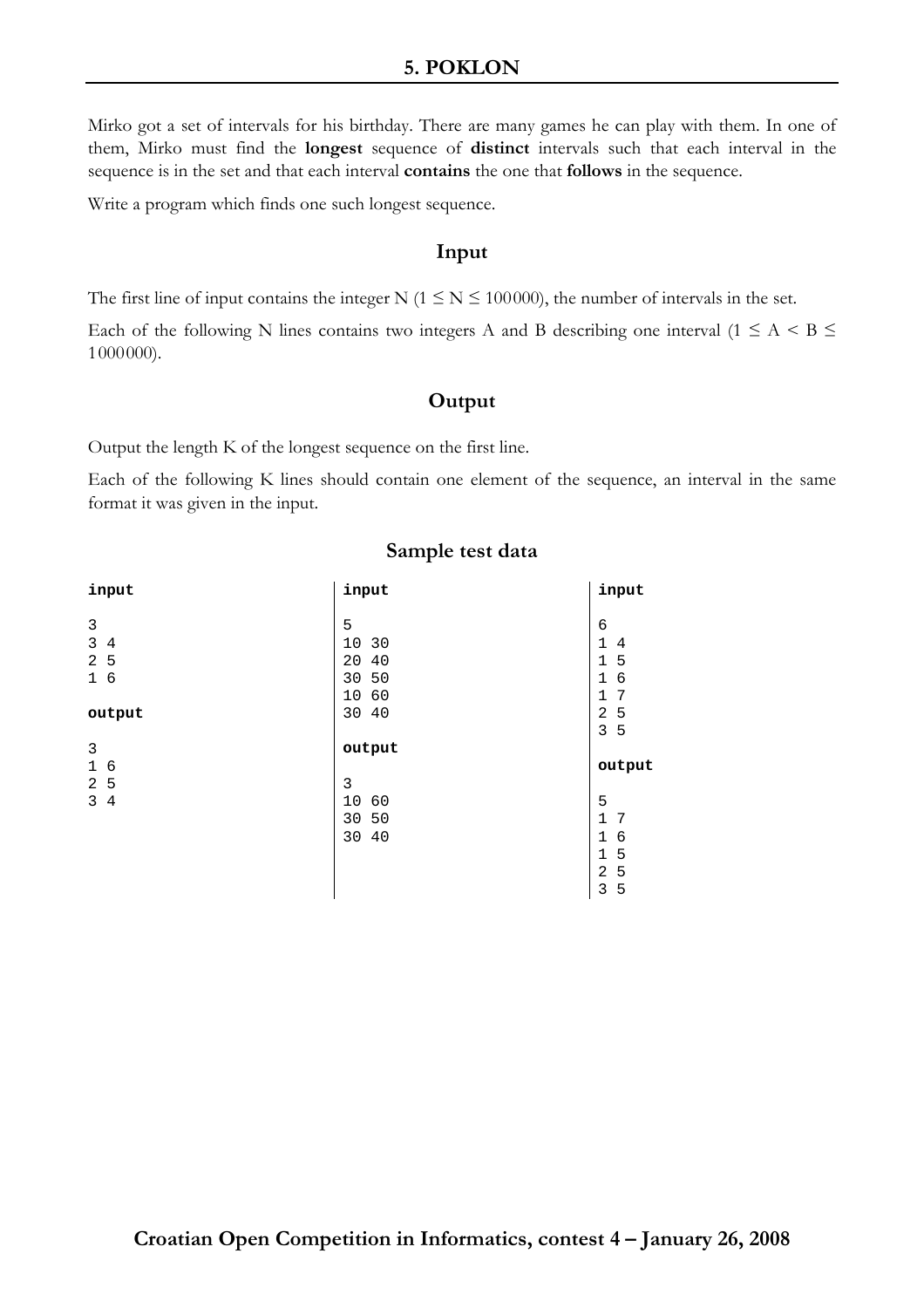## 5. POKLON

Mirko got a set of intervals for his birthday. There are many games he can play with them. In one of them, Mirko must find the **longest** sequence of **distinct** intervals such that each interval in the sequence is in the set and that each interval **contains** the one that **follows** in the sequence.

Write a program which finds one such longest sequence.

### Input

The first line of input contains the integer N ($1 \le N \le 100000$), the number of intervals in the set.

Each of the following N lines contains two integers A and B describing one interval ($1 \le A < B \le 1000000$).

### Output

Output the length K of the longest sequence on the first line.

Each of the following K lines should contain one element of the sequence, an interval in the same format it was given in the input.

### Sample test data

**input**

```
3
3 4
2 5
1 6
```

**output**

```
3
1 6
2 5
3 4
```

**input**

```
5
10 30
20 40
30 50
10 60
30 40
```

**output**

```
3
10 60
30 50
30 40
```

**input**

```
6
1 4
1 5
1 6
1 7
2 5
3 5
```

**output**

```
5
1 7
1 6
1 5
2 5
3 5
```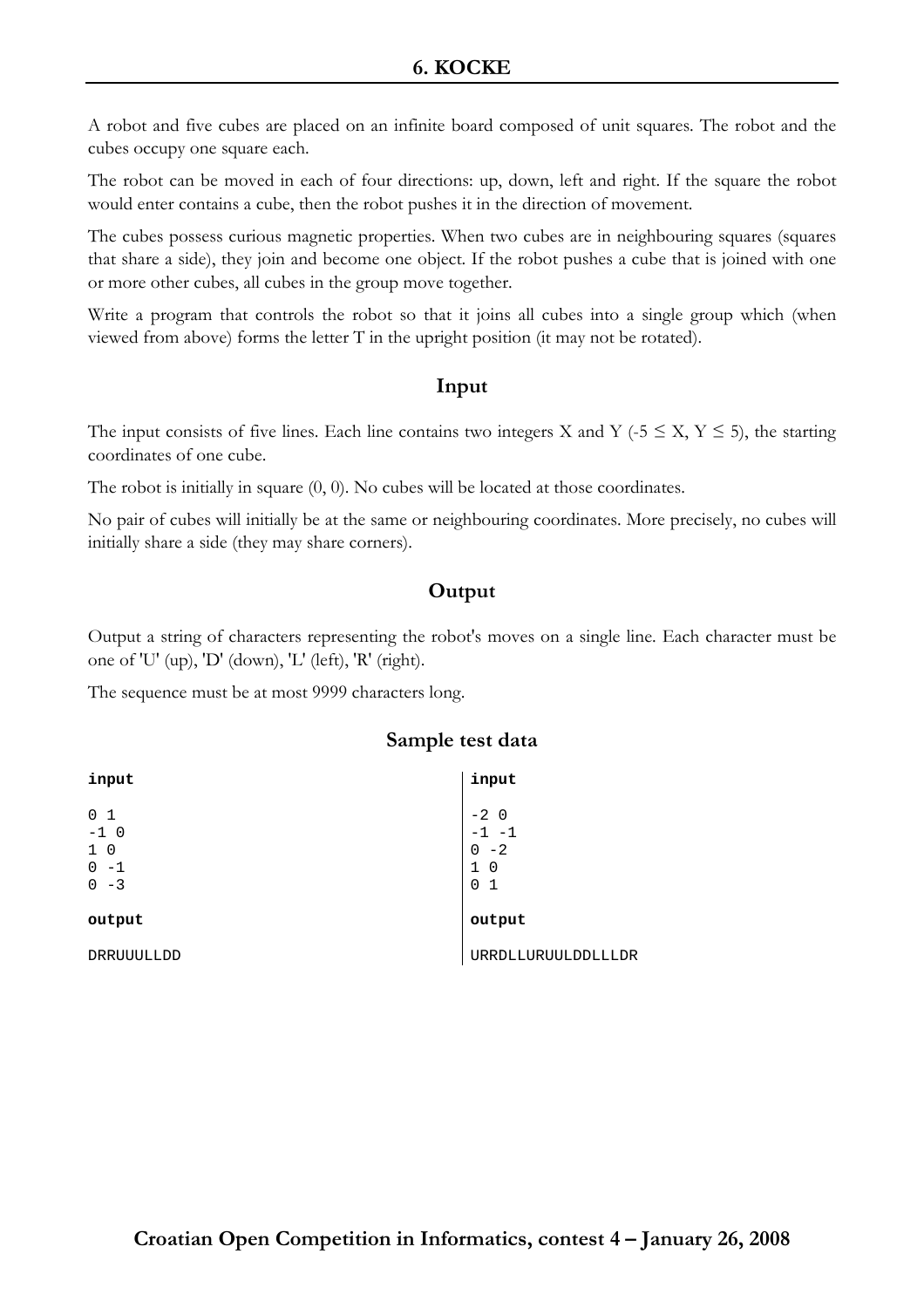# 6. KOCKE

A robot and five cubes are placed on an infinite board composed of unit squares. The robot and the cubes occupy one square each.

The robot can be moved in each of four directions: up, down, left and right. If the square the robot would enter contains a cube, then the robot pushes it in the direction of movement.

The cubes possess curious magnetic properties. When two cubes are in neighbouring squares (squares that share a side), they join and become one object. If the robot pushes a cube that is joined with one or more other cubes, all cubes in the group move together.

Write a program that controls the robot so that it joins all cubes into a single group which (when viewed from above) forms the letter T in the upright position (it may not be rotated).

## Input

The input consists of five lines. Each line contains two integers X and Y ($-5 \le X, Y \le 5$), the starting coordinates of one cube.

The robot is initially in square (0, 0). No cubes will be located at those coordinates.

No pair of cubes will initially be at the same or neighbouring coordinates. More precisely, no cubes will initially share a side (they may share corners).

## Output

Output a string of characters representing the robot's moves on a single line. Each character must be one of 'U' (up), 'D' (down), 'L' (left), 'R' (right).

The sequence must be at most 9999 characters long.

## Sample test data

**input**

```
0 1
-1 0
1 0
0 -1
0 -3
```

**output**

```
DRRUUULLDD
```

**input**

```
-2 0
-1 -1
0 -2
1 0
0 1
```

**output**

```
URRDLLURUULDDLLLDR
```